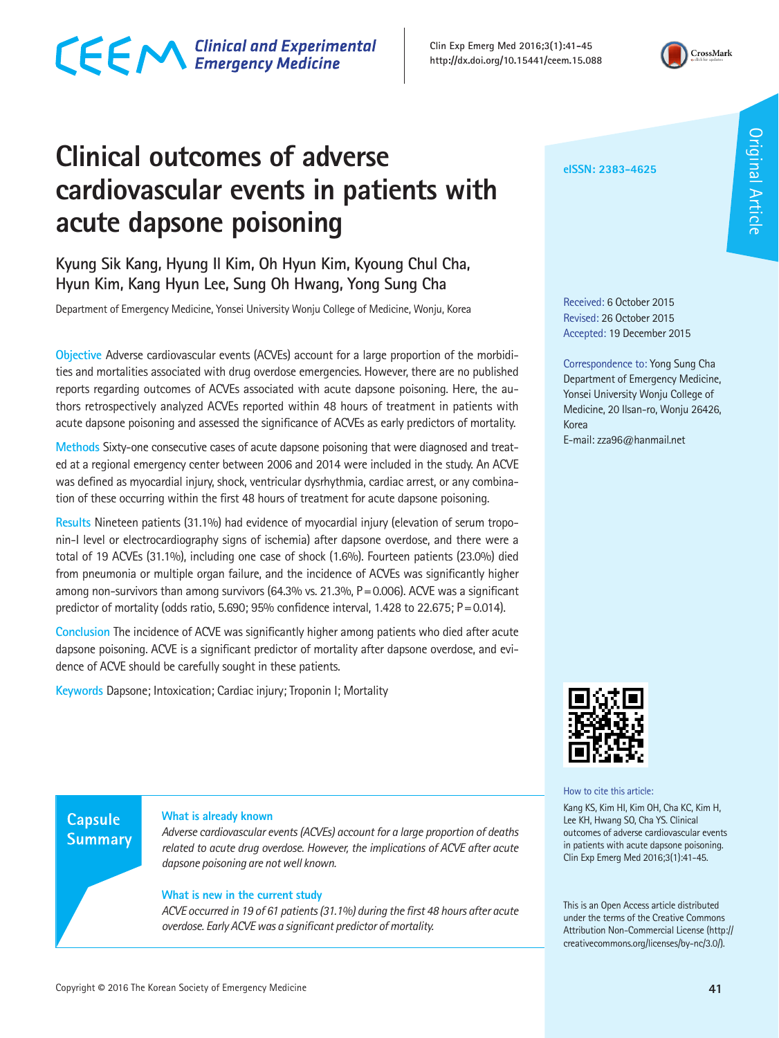# Clinical outcomes of adverse cardiovascular events in patients with acute dapsone poisoning

Kyung Sik Kang, Hyung Il Kim, Oh Hyun Kim, Kyoung Chul Cha, Hyun Kim, Kang Hyun Lee, Sung Oh Hwang, Yong Sung Cha

Department of Emergency Medicine, Yonsei University Wonju College of Medicine, Wonju, Korea

eISSN: 2383-4625

Received: 6 October 2015
Revised: 26 October 2015
Accepted: 19 December 2015

Correspondence to: Yong Sung Cha
Department of Emergency Medicine, Yonsei University Wonju College of Medicine, 20 Ilsan-ro, Wonju 26426, Korea
E-mail: zza96@hanmail.net

**Objective** Adverse cardiovascular events (ACVEs) account for a large proportion of the morbidities and mortalities associated with drug overdose emergencies. However, there are no published reports regarding outcomes of ACVEs associated with acute dapsone poisoning. Here, the authors retrospectively analyzed ACVEs reported within 48 hours of treatment in patients with acute dapsone poisoning and assessed the significance of ACVEs as early predictors of mortality.

**Methods** Sixty-one consecutive cases of acute dapsone poisoning that were diagnosed and treated at a regional emergency center between 2006 and 2014 were included in the study. An ACVE was defined as myocardial injury, shock, ventricular dysrhythmia, cardiac arrest, or any combination of these occurring within the first 48 hours of treatment for acute dapsone poisoning.

**Results** Nineteen patients (31.1%) had evidence of myocardial injury (elevation of serum troponin-I level or electrocardiography signs of ischemia) after dapsone overdose, and there were a total of 19 ACVEs (31.1%), including one case of shock (1.6%). Fourteen patients (23.0%) died from pneumonia or multiple organ failure, and the incidence of ACVEs was significantly higher among non-survivors than among survivors (64.3% vs. 21.3%, P = 0.006). ACVE was a significant predictor of mortality (odds ratio, 5.690; 95% confidence interval, 1.428 to 22.675; P = 0.014).

**Conclusion** The incidence of ACVE was significantly higher among patients who died after acute dapsone poisoning. ACVE is a significant predictor of mortality after dapsone overdose, and evidence of ACVE should be carefully sought in these patients.

**Keywords** Dapsone; Intoxication; Cardiac injury; Troponin I; Mortality

## Capsule Summary

**What is already known**

*Adverse cardiovascular events (ACVEs) account for a large proportion of deaths related to acute drug overdose. However, the implications of ACVE after acute dapsone poisoning are not well known.*

**What is new in the current study**

*ACVE occurred in 19 of 61 patients (31.1%) during the first 48 hours after acute overdose. Early ACVE was a significant predictor of mortality.*

How to cite this article:
Kang KS, Kim HI, Kim OH, Cha KC, Kim H, Lee KH, Hwang SO, Cha YS. Clinical outcomes of adverse cardiovascular events in patients with acute dapsone poisoning. Clin Exp Emerg Med 2016;3(1):41-45.

This is an Open Access article distributed under the terms of the Creative Commons Attribution Non-Commercial License (http://creativecommons.org/licenses/by-nc/3.0/).

Copyright © 2016 The Korean Society of Emergency Medicine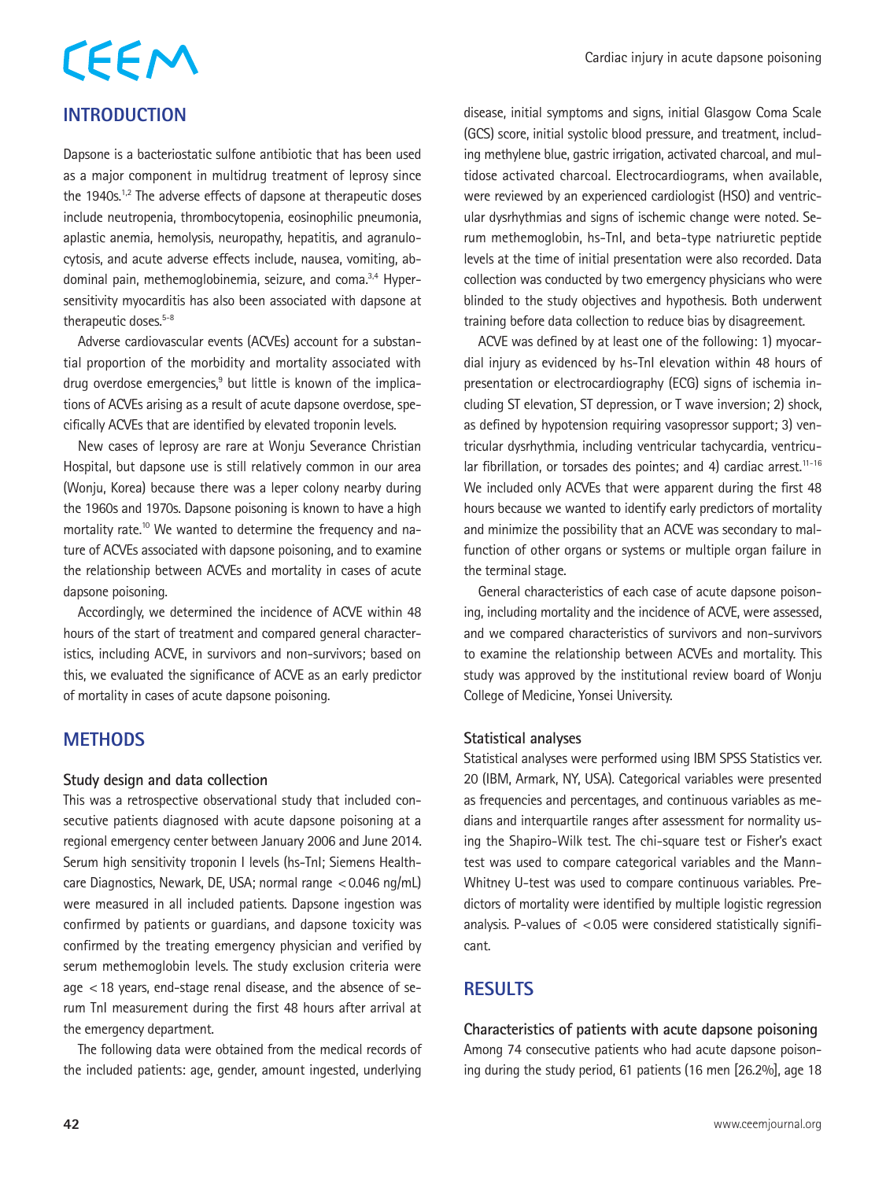## INTRODUCTION

Dapsone is a bacteriostatic sulfone antibiotic that has been used as a major component in multidrug treatment of leprosy since the 1940s.[1,2] The adverse effects of dapsone at therapeutic doses include neutropenia, thrombocytopenia, eosinophilic pneumonia, aplastic anemia, hemolysis, neuropathy, hepatitis, and agranulocytosis, and acute adverse effects include, nausea, vomiting, abdominal pain, methemoglobinemia, seizure, and coma.[3,4] Hypersensitivity myocarditis has also been associated with dapsone at therapeutic doses.[5-8]

Adverse cardiovascular events (ACVEs) account for a substantial proportion of the morbidity and mortality associated with drug overdose emergencies,[9] but little is known of the implications of ACVEs arising as a result of acute dapsone overdose, specifically ACVEs that are identified by elevated troponin levels.

New cases of leprosy are rare at Wonju Severance Christian Hospital, but dapsone use is still relatively common in our area (Wonju, Korea) because there was a leper colony nearby during the 1960s and 1970s. Dapsone poisoning is known to have a high mortality rate.[10] We wanted to determine the frequency and nature of ACVEs associated with dapsone poisoning, and to examine the relationship between ACVEs and mortality in cases of acute dapsone poisoning.

Accordingly, we determined the incidence of ACVE within 48 hours of the start of treatment and compared general characteristics, including ACVE, in survivors and non-survivors; based on this, we evaluated the significance of ACVE as an early predictor of mortality in cases of acute dapsone poisoning.

## METHODS

### Study design and data collection

This was a retrospective observational study that included consecutive patients diagnosed with acute dapsone poisoning at a regional emergency center between January 2006 and June 2014. Serum high sensitivity troponin I levels (hs-TnI; Siemens Healthcare Diagnostics, Newark, DE, USA; normal range <0.046 ng/mL) were measured in all included patients. Dapsone ingestion was confirmed by patients or guardians, and dapsone toxicity was confirmed by the treating emergency physician and verified by serum methemoglobin levels. The study exclusion criteria were age <18 years, end-stage renal disease, and the absence of serum TnI measurement during the first 48 hours after arrival at the emergency department.

The following data were obtained from the medical records of the included patients: age, gender, amount ingested, underlying disease, initial symptoms and signs, initial Glasgow Coma Scale (GCS) score, initial systolic blood pressure, and treatment, including methylene blue, gastric irrigation, activated charcoal, and multidose activated charcoal. Electrocardiograms, when available, were reviewed by an experienced cardiologist (HSO) and ventricular dysrhythmias and signs of ischemic change were noted. Serum methemoglobin, hs-TnI, and beta-type natriuretic peptide levels at the time of initial presentation were also recorded. Data collection was conducted by two emergency physicians who were blinded to the study objectives and hypothesis. Both underwent training before data collection to reduce bias by disagreement.

ACVE was defined by at least one of the following: 1) myocardial injury as evidenced by hs-TnI elevation within 48 hours of presentation or electrocardiography (ECG) signs of ischemia including ST elevation, ST depression, or T wave inversion; 2) shock, as defined by hypotension requiring vasopressor support; 3) ventricular dysrhythmia, including ventricular tachycardia, ventricular fibrillation, or torsades des pointes; and 4) cardiac arrest.[11-16] We included only ACVEs that were apparent during the first 48 hours because we wanted to identify early predictors of mortality and minimize the possibility that an ACVE was secondary to malfunction of other organs or systems or multiple organ failure in the terminal stage.

General characteristics of each case of acute dapsone poisoning, including mortality and the incidence of ACVE, were assessed, and we compared characteristics of survivors and non-survivors to examine the relationship between ACVEs and mortality. This study was approved by the institutional review board of Wonju College of Medicine, Yonsei University.

### Statistical analyses

Statistical analyses were performed using IBM SPSS Statistics ver. 20 (IBM, Armark, NY, USA). Categorical variables were presented as frequencies and percentages, and continuous variables as medians and interquartile ranges after assessment for normality using the Shapiro-Wilk test. The chi-square test or Fisher's exact test was used to compare categorical variables and the Mann-Whitney U-test was used to compare continuous variables. Predictors of mortality were identified by multiple logistic regression analysis. P-values of <0.05 were considered statistically significant.

## RESULTS

### Characteristics of patients with acute dapsone poisoning

Among 74 consecutive patients who had acute dapsone poisoning during the study period, 61 patients (16 men [26.2%], age 18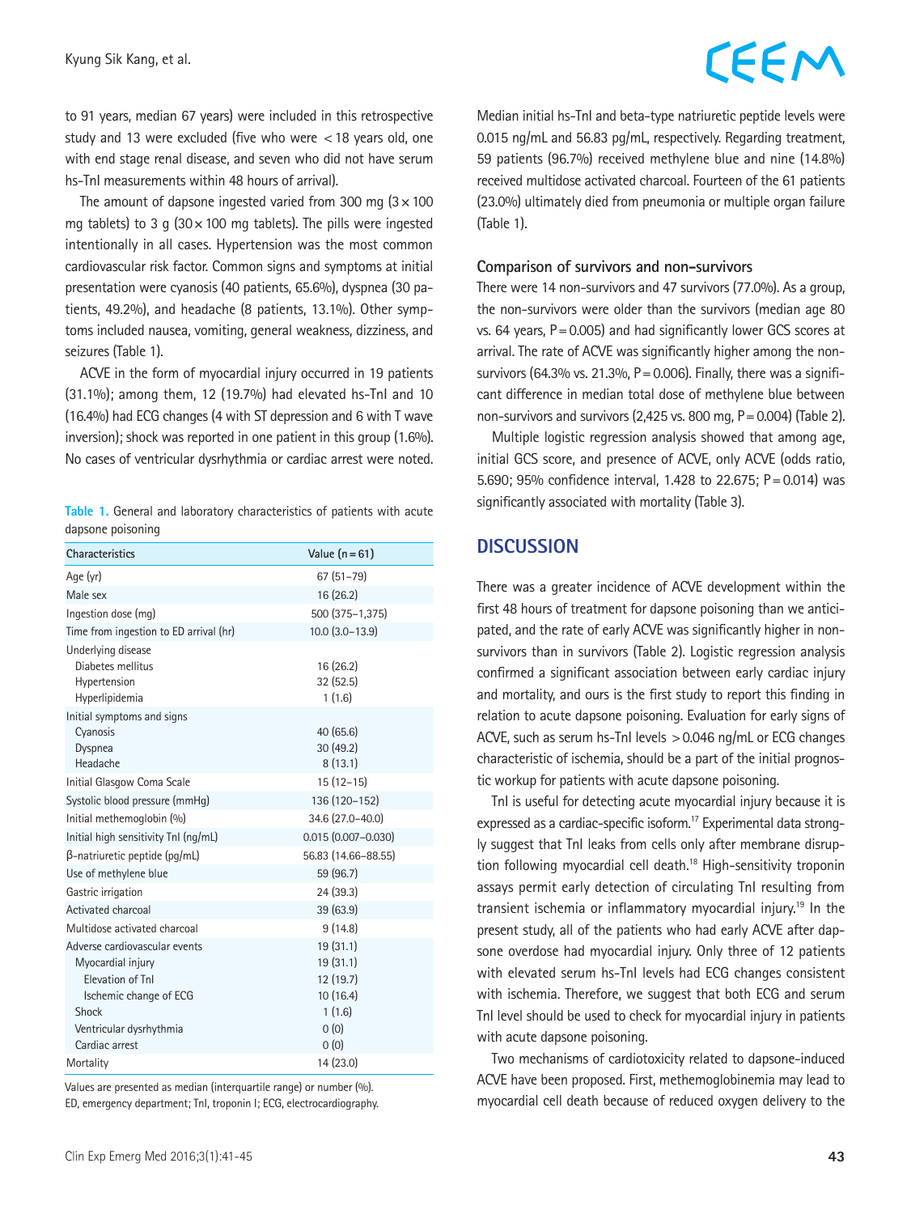to 91 years, median 67 years) were included in this retrospective study and 13 were excluded (five who were <18 years old, one with end stage renal disease, and seven who did not have serum hs-TnI measurements within 48 hours of arrival).

The amount of dapsone ingested varied from 300 mg (3×100 mg tablets) to 3 g (30×100 mg tablets). The pills were ingested intentionally in all cases. Hypertension was the most common cardiovascular risk factor. Common signs and symptoms at initial presentation were cyanosis (40 patients, 65.6%), dyspnea (30 patients, 49.2%), and headache (8 patients, 13.1%). Other symptoms included nausea, vomiting, general weakness, dizziness, and seizures (Table 1).

ACVE in the form of myocardial injury occurred in 19 patients (31.1%); among them, 12 (19.7%) had elevated hs-TnI and 10 (16.4%) had ECG changes (4 with ST depression and 6 with T wave inversion); shock was reported in one patient in this group (1.6%). No cases of ventricular dysrhythmia or cardiac arrest were noted.

**Table 1.** General and laboratory characteristics of patients with acute dapsone poisoning

| Characteristics | Value (n=61) |
|---|---|
| Age (yr) | 67 (51–79) |
| Male sex | 16 (26.2) |
| Ingestion dose (mg) | 500 (375–1,375) |
| Time from ingestion to ED arrival (hr) | 10.0 (3.0–13.9) |
| Underlying disease | |
| Diabetes mellitus | 16 (26.2) |
| Hypertension | 32 (52.5) |
| Hyperlipidemia | 1 (1.6) |
| Initial symptoms and signs | |
| Cyanosis | 40 (65.6) |
| Dyspnea | 30 (49.2) |
| Headache | 8 (13.1) |
| Initial Glasgow Coma Scale | 15 (12–15) |
| Systolic blood pressure (mmHg) | 136 (120–152) |
| Initial methemoglobin (%) | 34.6 (27.0–40.0) |
| Initial high sensitivity TnI (ng/mL) | 0.015 (0.007–0.030) |
| β-natriuretic peptide (pg/mL) | 56.83 (14.66–88.55) |
| Use of methylene blue | 59 (96.7) |
| Gastric irrigation | 24 (39.3) |
| Activated charcoal | 39 (63.9) |
| Multidose activated charcoal | 9 (14.8) |
| Adverse cardiovascular events | 19 (31.1) |
| Myocardial injury | 19 (31.1) |
| Elevation of TnI | 12 (19.7) |
| Ischemic change of ECG | 10 (16.4) |
| Shock | 1 (1.6) |
| Ventricular dysrhythmia | 0 (0) |
| Cardiac arrest | 0 (0) |
| Mortality | 14 (23.0) |

Values are presented as median (interquartile range) or number (%).
ED, emergency department; TnI, troponin I; ECG, electrocardiography.

Median initial hs-TnI and beta-type natriuretic peptide levels were 0.015 ng/mL and 56.83 pg/mL, respectively. Regarding treatment, 59 patients (96.7%) received methylene blue and nine (14.8%) received multidose activated charcoal. Fourteen of the 61 patients (23.0%) ultimately died from pneumonia or multiple organ failure (Table 1).

### Comparison of survivors and non-survivors

There were 14 non-survivors and 47 survivors (77.0%). As a group, the non-survivors were older than the survivors (median age 80 vs. 64 years, P=0.005) and had significantly lower GCS scores at arrival. The rate of ACVE was significantly higher among the non-survivors (64.3% vs. 21.3%, P=0.006). Finally, there was a significant difference in median total dose of methylene blue between non-survivors and survivors (2,425 vs. 800 mg, P=0.004) (Table 2).

Multiple logistic regression analysis showed that among age, initial GCS score, and presence of ACVE, only ACVE (odds ratio, 5.690; 95% confidence interval, 1.428 to 22.675; P=0.014) was significantly associated with mortality (Table 3).

## DISCUSSION

There was a greater incidence of ACVE development within the first 48 hours of treatment for dapsone poisoning than we anticipated, and the rate of early ACVE was significantly higher in non-survivors than in survivors (Table 2). Logistic regression analysis confirmed a significant association between early cardiac injury and mortality, and ours is the first study to report this finding in relation to acute dapsone poisoning. Evaluation for early signs of ACVE, such as serum hs-TnI levels >0.046 ng/mL or ECG changes characteristic of ischemia, should be a part of the initial prognostic workup for patients with acute dapsone poisoning.

TnI is useful for detecting acute myocardial injury because it is expressed as a cardiac-specific isoform.[17] Experimental data strongly suggest that TnI leaks from cells only after membrane disruption following myocardial cell death.[18] High-sensitivity troponin assays permit early detection of circulating TnI resulting from transient ischemia or inflammatory myocardial injury.[19] In the present study, all of the patients who had early ACVE after dapsone overdose had myocardial injury. Only three of 12 patients with elevated serum hs-TnI levels had ECG changes consistent with ischemia. Therefore, we suggest that both ECG and serum TnI level should be used to check for myocardial injury in patients with acute dapsone poisoning.

Two mechanisms of cardiotoxicity related to dapsone-induced ACVE have been proposed. First, methemoglobinemia may lead to myocardial cell death because of reduced oxygen delivery to the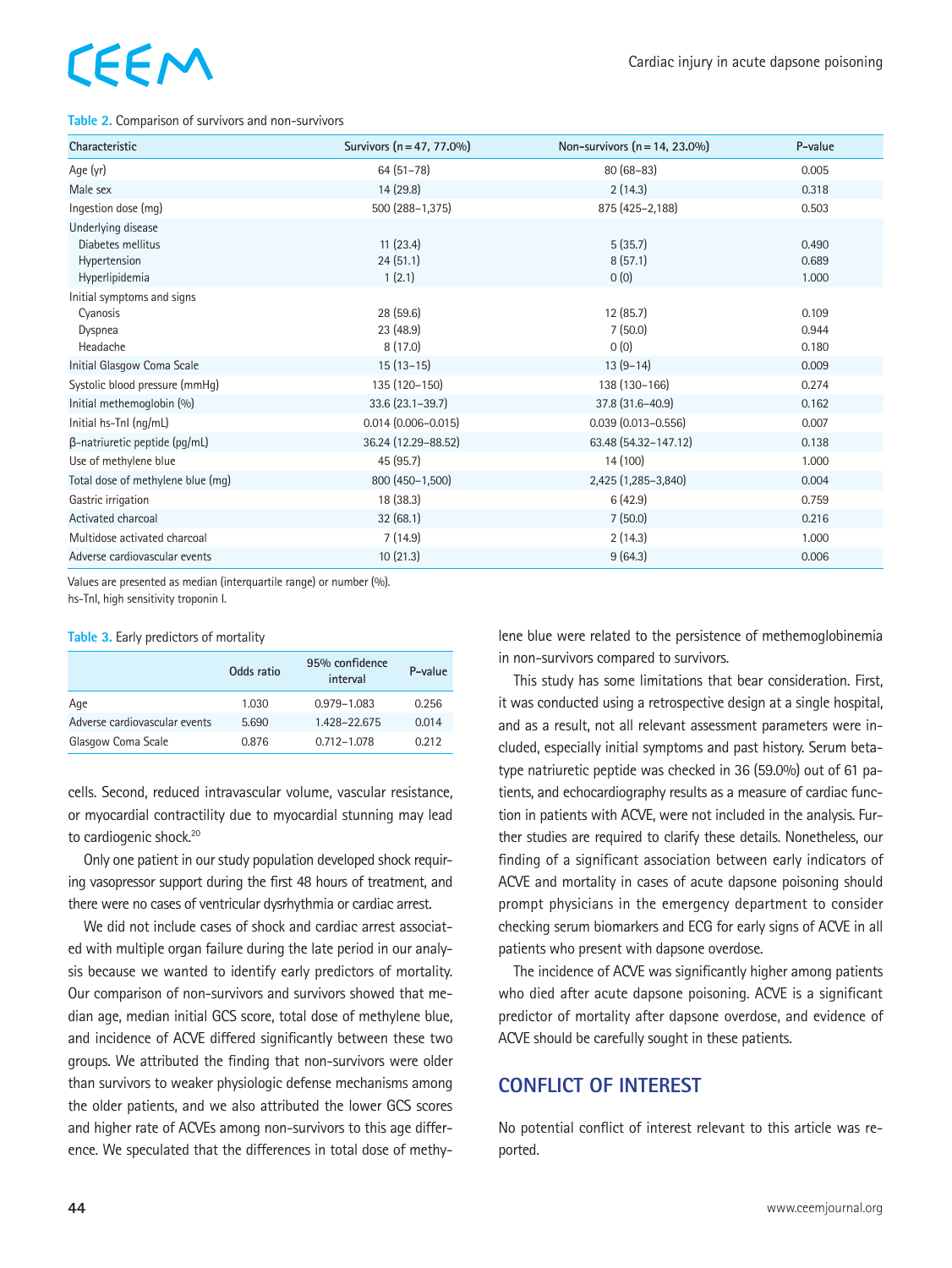**Table 2.** Comparison of survivors and non-survivors

| Characteristic | Survivors (n = 47, 77.0%) | Non-survivors (n = 14, 23.0%) | P-value |
|---|---|---|---|
| Age (yr) | 64 (51–78) | 80 (68–83) | 0.005 |
| Male sex | 14 (29.8) | 2 (14.3) | 0.318 |
| Ingestion dose (mg) | 500 (288–1,375) | 875 (425–2,188) | 0.503 |
| Underlying disease | | | |
| Diabetes mellitus | 11 (23.4) | 5 (35.7) | 0.490 |
| Hypertension | 24 (51.1) | 8 (57.1) | 0.689 |
| Hyperlipidemia | 1 (2.1) | 0 (0) | 1.000 |
| Initial symptoms and signs | | | |
| Cyanosis | 28 (59.6) | 12 (85.7) | 0.109 |
| Dyspnea | 23 (48.9) | 7 (50.0) | 0.944 |
| Headache | 8 (17.0) | 0 (0) | 0.180 |
| Initial Glasgow Coma Scale | 15 (13–15) | 13 (9–14) | 0.009 |
| Systolic blood pressure (mmHg) | 135 (120–150) | 138 (130–166) | 0.274 |
| Initial methemoglobin (%) | 33.6 (23.1–39.7) | 37.8 (31.6–40.9) | 0.162 |
| Initial hs-TnI (ng/mL) | 0.014 (0.006–0.015) | 0.039 (0.013–0.556) | 0.007 |
| β-natriuretic peptide (pg/mL) | 36.24 (12.29–88.52) | 63.48 (54.32–147.12) | 0.138 |
| Use of methylene blue | 45 (95.7) | 14 (100) | 1.000 |
| Total dose of methylene blue (mg) | 800 (450–1,500) | 2,425 (1,285–3,840) | 0.004 |
| Gastric irrigation | 18 (38.3) | 6 (42.9) | 0.759 |
| Activated charcoal | 32 (68.1) | 7 (50.0) | 0.216 |
| Multidose activated charcoal | 7 (14.9) | 2 (14.3) | 1.000 |
| Adverse cardiovascular events | 10 (21.3) | 9 (64.3) | 0.006 |

Values are presented as median (interquartile range) or number (%).
hs-TnI, high sensitivity troponin I.

**Table 3.** Early predictors of mortality

| | Odds ratio | 95% confidence interval | P-value |
|---|---|---|---|
| Age | 1.030 | 0.979–1.083 | 0.256 |
| Adverse cardiovascular events | 5.690 | 1.428–22.675 | 0.014 |
| Glasgow Coma Scale | 0.876 | 0.712–1.078 | 0.212 |

cells. Second, reduced intravascular volume, vascular resistance, or myocardial contractility due to myocardial stunning may lead to cardiogenic shock.[20]

Only one patient in our study population developed shock requiring vasopressor support during the first 48 hours of treatment, and there were no cases of ventricular dysrhythmia or cardiac arrest.

We did not include cases of shock and cardiac arrest associated with multiple organ failure during the late period in our analysis because we wanted to identify early predictors of mortality. Our comparison of non-survivors and survivors showed that median age, median initial GCS score, total dose of methylene blue, and incidence of ACVE differed significantly between these two groups. We attributed the finding that non-survivors were older than survivors to weaker physiologic defense mechanisms among the older patients, and we also attributed the lower GCS scores and higher rate of ACVEs among non-survivors to this age difference. We speculated that the differences in total dose of methylene blue were related to the persistence of methemoglobinemia in non-survivors compared to survivors.

This study has some limitations that bear consideration. First, it was conducted using a retrospective design at a single hospital, and as a result, not all relevant assessment parameters were included, especially initial symptoms and past history. Serum beta-type natriuretic peptide was checked in 36 (59.0%) out of 61 patients, and echocardiography results as a measure of cardiac function in patients with ACVE, were not included in the analysis. Further studies are required to clarify these details. Nonetheless, our finding of a significant association between early indicators of ACVE and mortality in cases of acute dapsone poisoning should prompt physicians in the emergency department to consider checking serum biomarkers and ECG for early signs of ACVE in all patients who present with dapsone overdose.

The incidence of ACVE was significantly higher among patients who died after acute dapsone poisoning. ACVE is a significant predictor of mortality after dapsone overdose, and evidence of ACVE should be carefully sought in these patients.

## CONFLICT OF INTEREST

No potential conflict of interest relevant to this article was reported.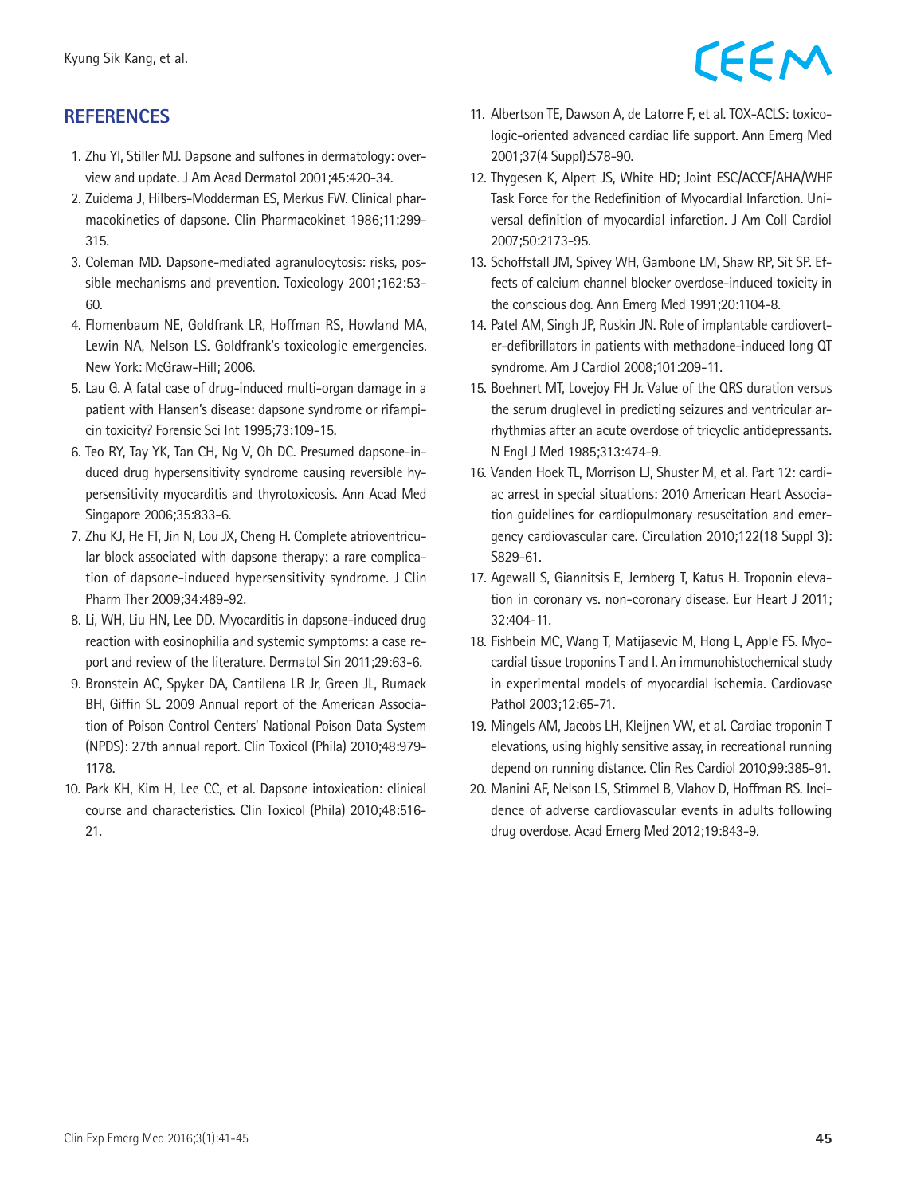## REFERENCES

1. Zhu YI, Stiller MJ. Dapsone and sulfones in dermatology: overview and update. J Am Acad Dermatol 2001;45:420-34.
2. Zuidema J, Hilbers-Modderman ES, Merkus FW. Clinical pharmacokinetics of dapsone. Clin Pharmacokinet 1986;11:299-315.
3. Coleman MD. Dapsone-mediated agranulocytosis: risks, possible mechanisms and prevention. Toxicology 2001;162:53-60.
4. Flomenbaum NE, Goldfrank LR, Hoffman RS, Howland MA, Lewin NA, Nelson LS. Goldfrank's toxicologic emergencies. New York: McGraw-Hill; 2006.
5. Lau G. A fatal case of drug-induced multi-organ damage in a patient with Hansen's disease: dapsone syndrome or rifampicin toxicity? Forensic Sci Int 1995;73:109-15.
6. Teo RY, Tay YK, Tan CH, Ng V, Oh DC. Presumed dapsone-induced drug hypersensitivity syndrome causing reversible hypersensitivity myocarditis and thyrotoxicosis. Ann Acad Med Singapore 2006;35:833-6.
7. Zhu KJ, He FT, Jin N, Lou JX, Cheng H. Complete atrioventricular block associated with dapsone therapy: a rare complication of dapsone-induced hypersensitivity syndrome. J Clin Pharm Ther 2009;34:489-92.
8. Li, WH, Liu HN, Lee DD. Myocarditis in dapsone-induced drug reaction with eosinophilia and systemic symptoms: a case report and review of the literature. Dermatol Sin 2011;29:63-6.
9. Bronstein AC, Spyker DA, Cantilena LR Jr, Green JL, Rumack BH, Giffin SL. 2009 Annual report of the American Association of Poison Control Centers' National Poison Data System (NPDS): 27th annual report. Clin Toxicol (Phila) 2010;48:979-1178.
10. Park KH, Kim H, Lee CC, et al. Dapsone intoxication: clinical course and characteristics. Clin Toxicol (Phila) 2010;48:516-21.
11. Albertson TE, Dawson A, de Latorre F, et al. TOX-ACLS: toxicologic-oriented advanced cardiac life support. Ann Emerg Med 2001;37(4 Suppl):S78-90.
12. Thygesen K, Alpert JS, White HD; Joint ESC/ACCF/AHA/WHF Task Force for the Redefinition of Myocardial Infarction. Universal definition of myocardial infarction. J Am Coll Cardiol 2007;50:2173-95.
13. Schoffstall JM, Spivey WH, Gambone LM, Shaw RP, Sit SP. Effects of calcium channel blocker overdose-induced toxicity in the conscious dog. Ann Emerg Med 1991;20:1104-8.
14. Patel AM, Singh JP, Ruskin JN. Role of implantable cardioverter-defibrillators in patients with methadone-induced long QT syndrome. Am J Cardiol 2008;101:209-11.
15. Boehnert MT, Lovejoy FH Jr. Value of the QRS duration versus the serum druglevel in predicting seizures and ventricular arrhythmias after an acute overdose of tricyclic antidepressants. N Engl J Med 1985;313:474-9.
16. Vanden Hoek TL, Morrison LJ, Shuster M, et al. Part 12: cardiac arrest in special situations: 2010 American Heart Association guidelines for cardiopulmonary resuscitation and emergency cardiovascular care. Circulation 2010;122(18 Suppl 3):S829-61.
17. Agewall S, Giannitsis E, Jernberg T, Katus H. Troponin elevation in coronary vs. non-coronary disease. Eur Heart J 2011;32:404-11.
18. Fishbein MC, Wang T, Matijasevic M, Hong L, Apple FS. Myocardial tissue troponins T and I. An immunohistochemical study in experimental models of myocardial ischemia. Cardiovasc Pathol 2003;12:65-71.
19. Mingels AM, Jacobs LH, Kleijnen VW, et al. Cardiac troponin T elevations, using highly sensitive assay, in recreational running depend on running distance. Clin Res Cardiol 2010;99:385-91.
20. Manini AF, Nelson LS, Stimmel B, Vlahov D, Hoffman RS. Incidence of adverse cardiovascular events in adults following drug overdose. Acad Emerg Med 2012;19:843-9.